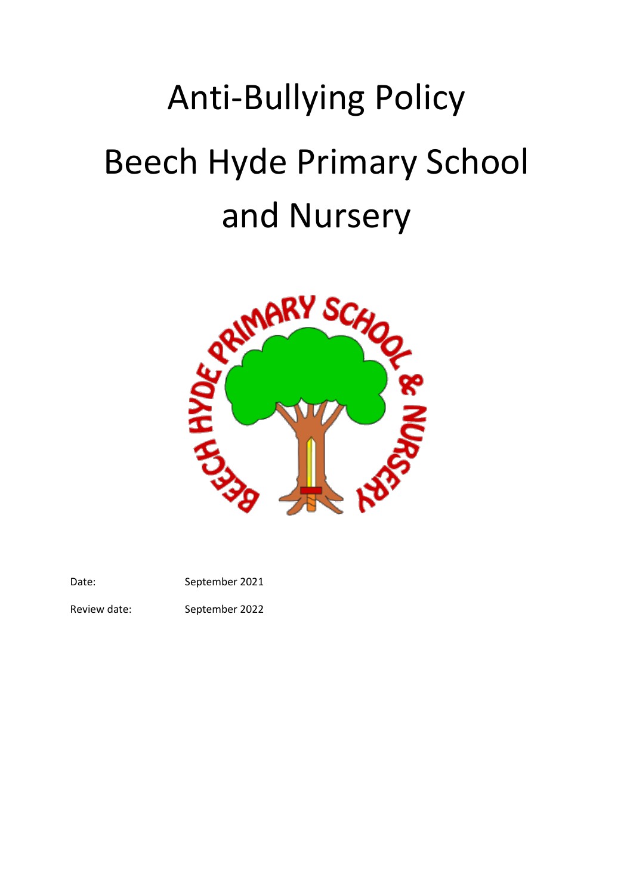# Anti-Bullying Policy

# Beech Hyde Primary School and Nursery

Date: September 2021

Review date: September 2022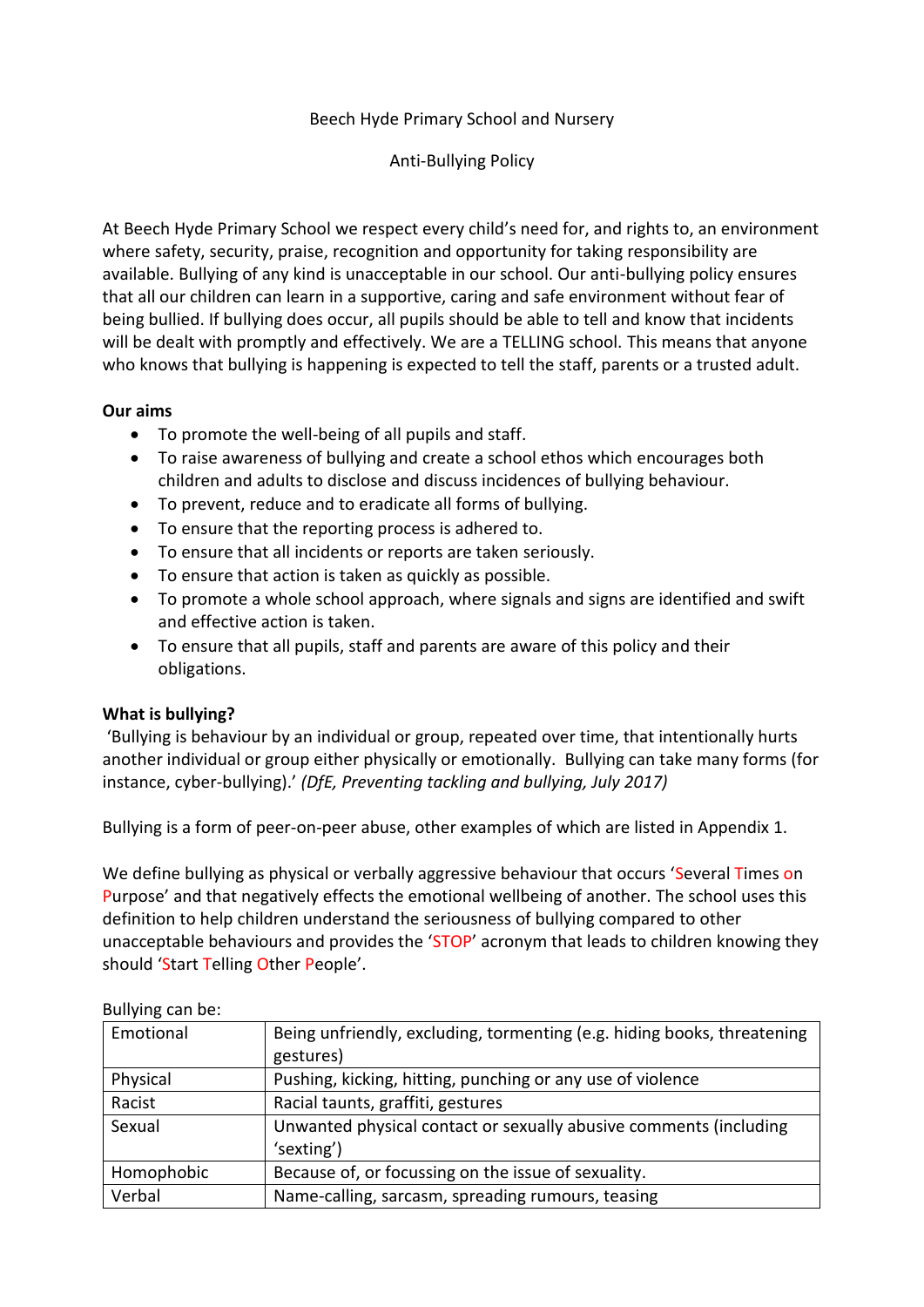Beech Hyde Primary School and Nursery

Anti-Bullying Policy

At Beech Hyde Primary School we respect every child's need for, and rights to, an environment where safety, security, praise, recognition and opportunity for taking responsibility are available. Bullying of any kind is unacceptable in our school. Our anti-bullying policy ensures that all our children can learn in a supportive, caring and safe environment without fear of being bullied. If bullying does occur, all pupils should be able to tell and know that incidents will be dealt with promptly and effectively. We are a TELLING school. This means that anyone who knows that bullying is happening is expected to tell the staff, parents or a trusted adult.

**Our aims**

- To promote the well-being of all pupils and staff.
- To raise awareness of bullying and create a school ethos which encourages both children and adults to disclose and discuss incidences of bullying behaviour.
- To prevent, reduce and to eradicate all forms of bullying.
- To ensure that the reporting process is adhered to.
- To ensure that all incidents or reports are taken seriously.
- To ensure that action is taken as quickly as possible.
- To promote a whole school approach, where signals and signs are identified and swift and effective action is taken.
- To ensure that all pupils, staff and parents are aware of this policy and their obligations.

**What is bullying?**

'Bullying is behaviour by an individual or group, repeated over time, that intentionally hurts another individual or group either physically or emotionally. Bullying can take many forms (for instance, cyber-bullying).' *(DfE, Preventing tackling and bullying, July 2017)*

Bullying is a form of peer-on-peer abuse, other examples of which are listed in Appendix 1.

We define bullying as physical or verbally aggressive behaviour that occurs 'Several Times on Purpose' and that negatively effects the emotional wellbeing of another. The school uses this definition to help children understand the seriousness of bullying compared to other unacceptable behaviours and provides the 'STOP' acronym that leads to children knowing they should 'Start Telling Other People'.

Bullying can be:

| | |
|---|---|
| Emotional | Being unfriendly, excluding, tormenting (e.g. hiding books, threatening gestures) |
| Physical | Pushing, kicking, hitting, punching or any use of violence |
| Racist | Racial taunts, graffiti, gestures |
| Sexual | Unwanted physical contact or sexually abusive comments (including 'sexting') |
| Homophobic | Because of, or focussing on the issue of sexuality. |
| Verbal | Name-calling, sarcasm, spreading rumours, teasing |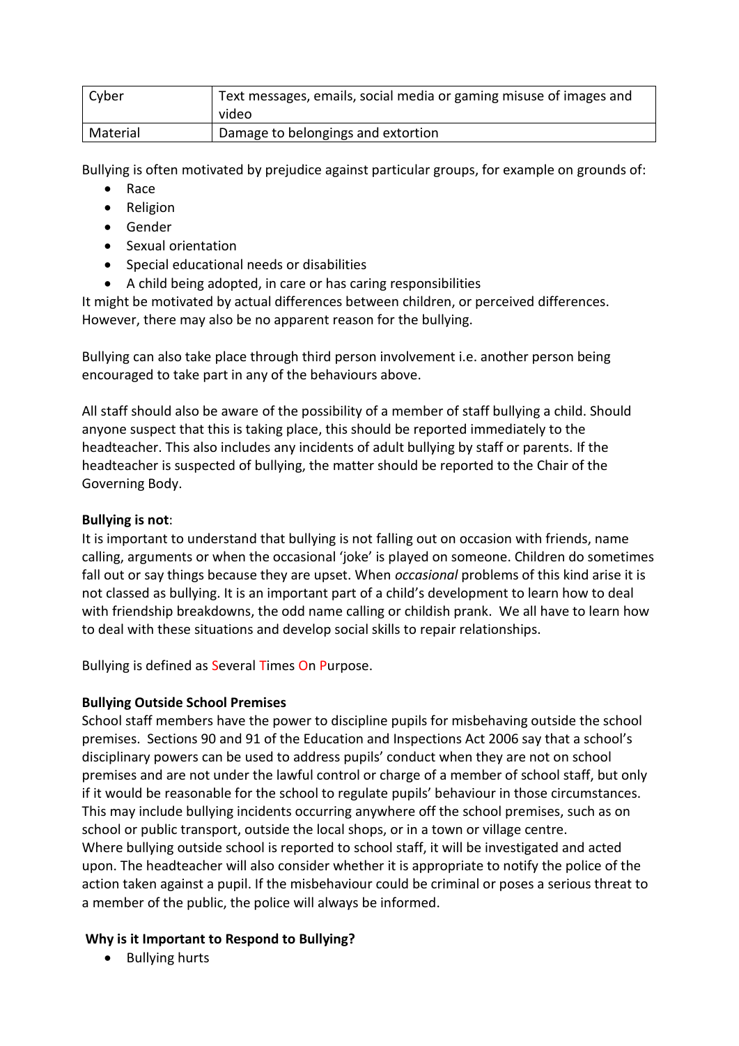| Cyber | Text messages, emails, social media or gaming misuse of images and video |
|---|---|
| Material | Damage to belongings and extortion |

Bullying is often motivated by prejudice against particular groups, for example on grounds of:

- Race
- Religion
- Gender
- Sexual orientation
- Special educational needs or disabilities
- A child being adopted, in care or has caring responsibilities

It might be motivated by actual differences between children, or perceived differences. However, there may also be no apparent reason for the bullying.

Bullying can also take place through third person involvement i.e. another person being encouraged to take part in any of the behaviours above.

All staff should also be aware of the possibility of a member of staff bullying a child. Should anyone suspect that this is taking place, this should be reported immediately to the headteacher. This also includes any incidents of adult bullying by staff or parents. If the headteacher is suspected of bullying, the matter should be reported to the Chair of the Governing Body.

**Bullying is not**:

It is important to understand that bullying is not falling out on occasion with friends, name calling, arguments or when the occasional 'joke' is played on someone. Children do sometimes fall out or say things because they are upset. When *occasional* problems of this kind arise it is not classed as bullying. It is an important part of a child's development to learn how to deal with friendship breakdowns, the odd name calling or childish prank. We all have to learn how to deal with these situations and develop social skills to repair relationships.

Bullying is defined as Several Times On Purpose.

**Bullying Outside School Premises**

School staff members have the power to discipline pupils for misbehaving outside the school premises. Sections 90 and 91 of the Education and Inspections Act 2006 say that a school's disciplinary powers can be used to address pupils' conduct when they are not on school premises and are not under the lawful control or charge of a member of school staff, but only if it would be reasonable for the school to regulate pupils' behaviour in those circumstances. This may include bullying incidents occurring anywhere off the school premises, such as on school or public transport, outside the local shops, or in a town or village centre.
Where bullying outside school is reported to school staff, it will be investigated and acted upon. The headteacher will also consider whether it is appropriate to notify the police of the action taken against a pupil. If the misbehaviour could be criminal or poses a serious threat to a member of the public, the police will always be informed.

**Why is it Important to Respond to Bullying?**

- Bullying hurts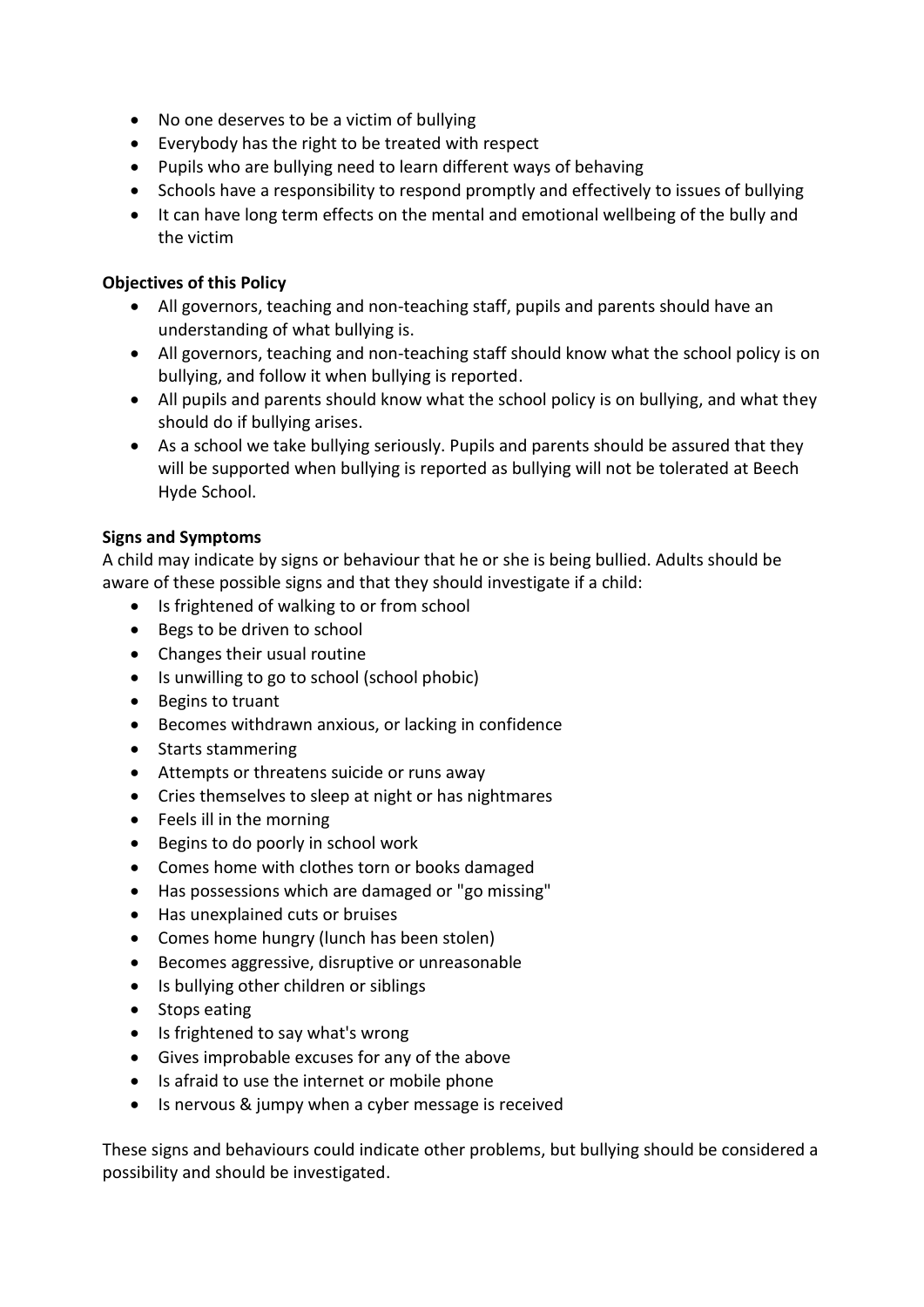- No one deserves to be a victim of bullying
- Everybody has the right to be treated with respect
- Pupils who are bullying need to learn different ways of behaving
- Schools have a responsibility to respond promptly and effectively to issues of bullying
- It can have long term effects on the mental and emotional wellbeing of the bully and the victim

**Objectives of this Policy**

- All governors, teaching and non-teaching staff, pupils and parents should have an understanding of what bullying is.
- All governors, teaching and non-teaching staff should know what the school policy is on bullying, and follow it when bullying is reported.
- All pupils and parents should know what the school policy is on bullying, and what they should do if bullying arises.
- As a school we take bullying seriously. Pupils and parents should be assured that they will be supported when bullying is reported as bullying will not be tolerated at Beech Hyde School.

**Signs and Symptoms**

A child may indicate by signs or behaviour that he or she is being bullied. Adults should be aware of these possible signs and that they should investigate if a child:

- Is frightened of walking to or from school
- Begs to be driven to school
- Changes their usual routine
- Is unwilling to go to school (school phobic)
- Begins to truant
- Becomes withdrawn anxious, or lacking in confidence
- Starts stammering
- Attempts or threatens suicide or runs away
- Cries themselves to sleep at night or has nightmares
- Feels ill in the morning
- Begins to do poorly in school work
- Comes home with clothes torn or books damaged
- Has possessions which are damaged or "go missing"
- Has unexplained cuts or bruises
- Comes home hungry (lunch has been stolen)
- Becomes aggressive, disruptive or unreasonable
- Is bullying other children or siblings
- Stops eating
- Is frightened to say what's wrong
- Gives improbable excuses for any of the above
- Is afraid to use the internet or mobile phone
- Is nervous & jumpy when a cyber message is received

These signs and behaviours could indicate other problems, but bullying should be considered a possibility and should be investigated.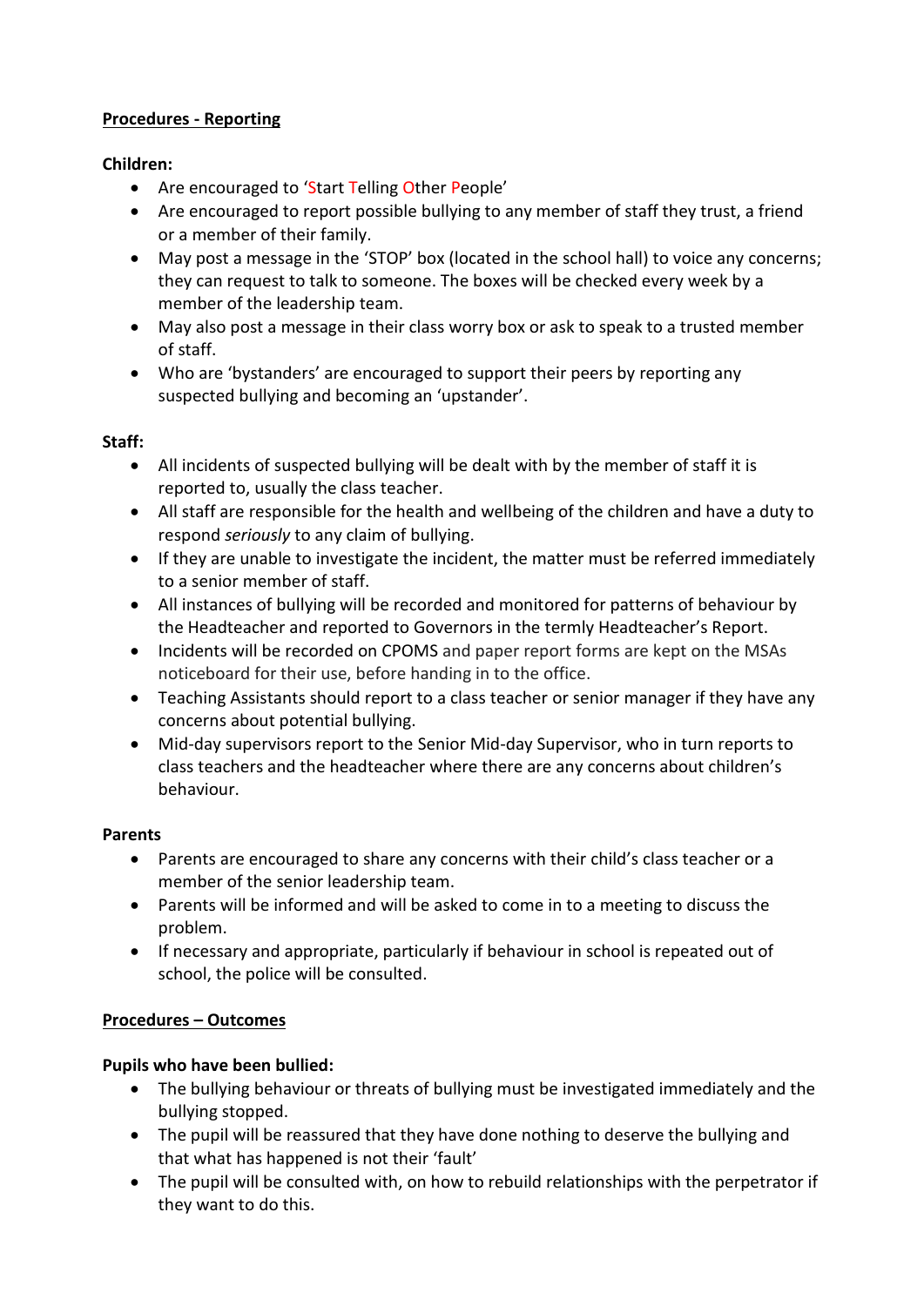**<u>Procedures - Reporting</u>**

**Children:**

- Are encouraged to 'Start Telling Other People'
- Are encouraged to report possible bullying to any member of staff they trust, a friend or a member of their family.
- May post a message in the 'STOP' box (located in the school hall) to voice any concerns; they can request to talk to someone. The boxes will be checked every week by a member of the leadership team.
- May also post a message in their class worry box or ask to speak to a trusted member of staff.
- Who are 'bystanders' are encouraged to support their peers by reporting any suspected bullying and becoming an 'upstander'.

**Staff:**

- All incidents of suspected bullying will be dealt with by the member of staff it is reported to, usually the class teacher.
- All staff are responsible for the health and wellbeing of the children and have a duty to respond *seriously* to any claim of bullying.
- If they are unable to investigate the incident, the matter must be referred immediately to a senior member of staff.
- All instances of bullying will be recorded and monitored for patterns of behaviour by the Headteacher and reported to Governors in the termly Headteacher's Report.
- Incidents will be recorded on CPOMS and paper report forms are kept on the MSAs noticeboard for their use, before handing in to the office.
- Teaching Assistants should report to a class teacher or senior manager if they have any concerns about potential bullying.
- Mid-day supervisors report to the Senior Mid-day Supervisor, who in turn reports to class teachers and the headteacher where there are any concerns about children's behaviour.

**Parents**

- Parents are encouraged to share any concerns with their child's class teacher or a member of the senior leadership team.
- Parents will be informed and will be asked to come in to a meeting to discuss the problem.
- If necessary and appropriate, particularly if behaviour in school is repeated out of school, the police will be consulted.

**<u>Procedures – Outcomes</u>**

**Pupils who have been bullied:**

- The bullying behaviour or threats of bullying must be investigated immediately and the bullying stopped.
- The pupil will be reassured that they have done nothing to deserve the bullying and that what has happened is not their 'fault'
- The pupil will be consulted with, on how to rebuild relationships with the perpetrator if they want to do this.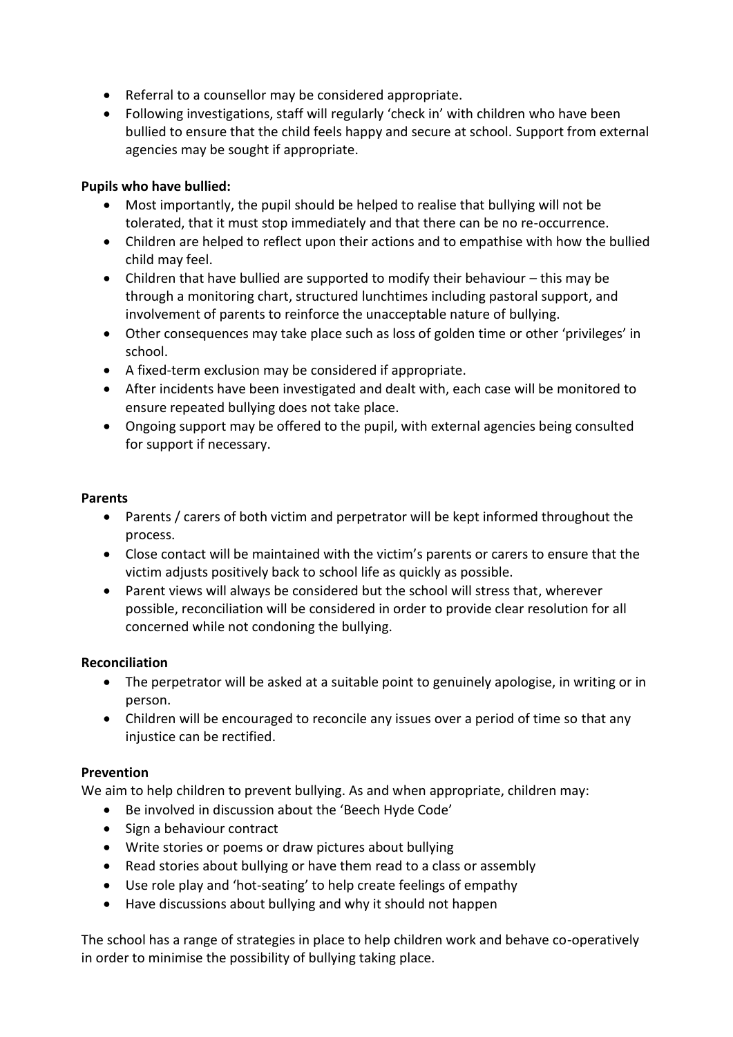- Referral to a counsellor may be considered appropriate.
- Following investigations, staff will regularly 'check in' with children who have been bullied to ensure that the child feels happy and secure at school. Support from external agencies may be sought if appropriate.

**Pupils who have bullied:**

- Most importantly, the pupil should be helped to realise that bullying will not be tolerated, that it must stop immediately and that there can be no re-occurrence.
- Children are helped to reflect upon their actions and to empathise with how the bullied child may feel.
- Children that have bullied are supported to modify their behaviour – this may be through a monitoring chart, structured lunchtimes including pastoral support, and involvement of parents to reinforce the unacceptable nature of bullying.
- Other consequences may take place such as loss of golden time or other 'privileges' in school.
- A fixed-term exclusion may be considered if appropriate.
- After incidents have been investigated and dealt with, each case will be monitored to ensure repeated bullying does not take place.
- Ongoing support may be offered to the pupil, with external agencies being consulted for support if necessary.

**Parents**

- Parents / carers of both victim and perpetrator will be kept informed throughout the process.
- Close contact will be maintained with the victim's parents or carers to ensure that the victim adjusts positively back to school life as quickly as possible.
- Parent views will always be considered but the school will stress that, wherever possible, reconciliation will be considered in order to provide clear resolution for all concerned while not condoning the bullying.

**Reconciliation**

- The perpetrator will be asked at a suitable point to genuinely apologise, in writing or in person.
- Children will be encouraged to reconcile any issues over a period of time so that any injustice can be rectified.

**Prevention**

We aim to help children to prevent bullying. As and when appropriate, children may:

- Be involved in discussion about the 'Beech Hyde Code'
- Sign a behaviour contract
- Write stories or poems or draw pictures about bullying
- Read stories about bullying or have them read to a class or assembly
- Use role play and 'hot-seating' to help create feelings of empathy
- Have discussions about bullying and why it should not happen

The school has a range of strategies in place to help children work and behave co-operatively in order to minimise the possibility of bullying taking place.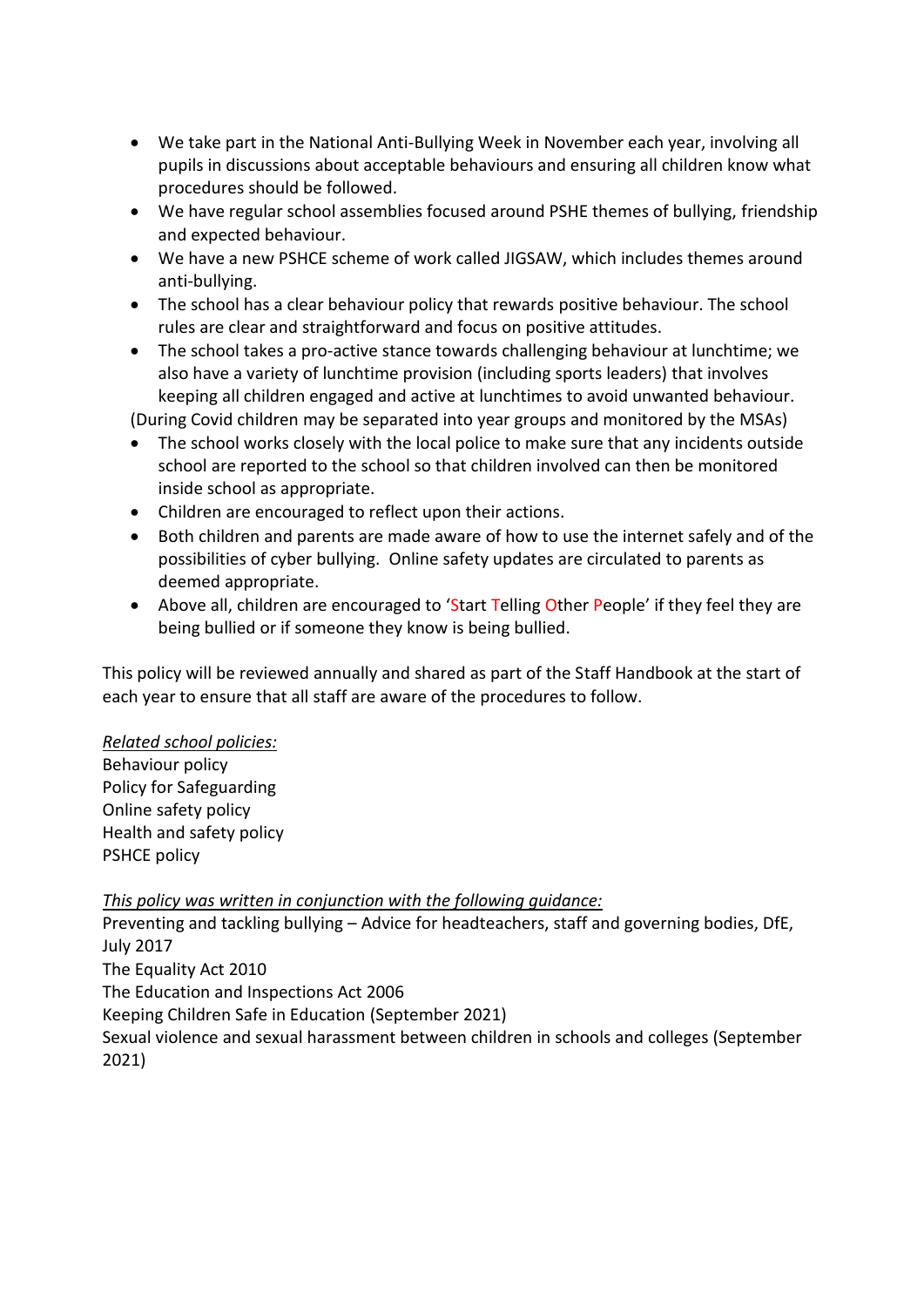- We take part in the National Anti-Bullying Week in November each year, involving all pupils in discussions about acceptable behaviours and ensuring all children know what procedures should be followed.
- We have regular school assemblies focused around PSHE themes of bullying, friendship and expected behaviour.
- We have a new PSHCE scheme of work called JIGSAW, which includes themes around anti-bullying.
- The school has a clear behaviour policy that rewards positive behaviour. The school rules are clear and straightforward and focus on positive attitudes.
- The school takes a pro-active stance towards challenging behaviour at lunchtime; we also have a variety of lunchtime provision (including sports leaders) that involves keeping all children engaged and active at lunchtimes to avoid unwanted behaviour.

(During Covid children may be separated into year groups and monitored by the MSAs)

- The school works closely with the local police to make sure that any incidents outside school are reported to the school so that children involved can then be monitored inside school as appropriate.
- Children are encouraged to reflect upon their actions.
- Both children and parents are made aware of how to use the internet safely and of the possibilities of cyber bullying. Online safety updates are circulated to parents as deemed appropriate.
- Above all, children are encouraged to 'Start Telling Other People' if they feel they are being bullied or if someone they know is being bullied.

This policy will be reviewed annually and shared as part of the Staff Handbook at the start of each year to ensure that all staff are aware of the procedures to follow.

*Related school policies:*
Behaviour policy
Policy for Safeguarding
Online safety policy
Health and safety policy
PSHCE policy

*This policy was written in conjunction with the following guidance:*
Preventing and tackling bullying – Advice for headteachers, staff and governing bodies, DfE, July 2017
The Equality Act 2010
The Education and Inspections Act 2006
Keeping Children Safe in Education (September 2021)
Sexual violence and sexual harassment between children in schools and colleges (September 2021)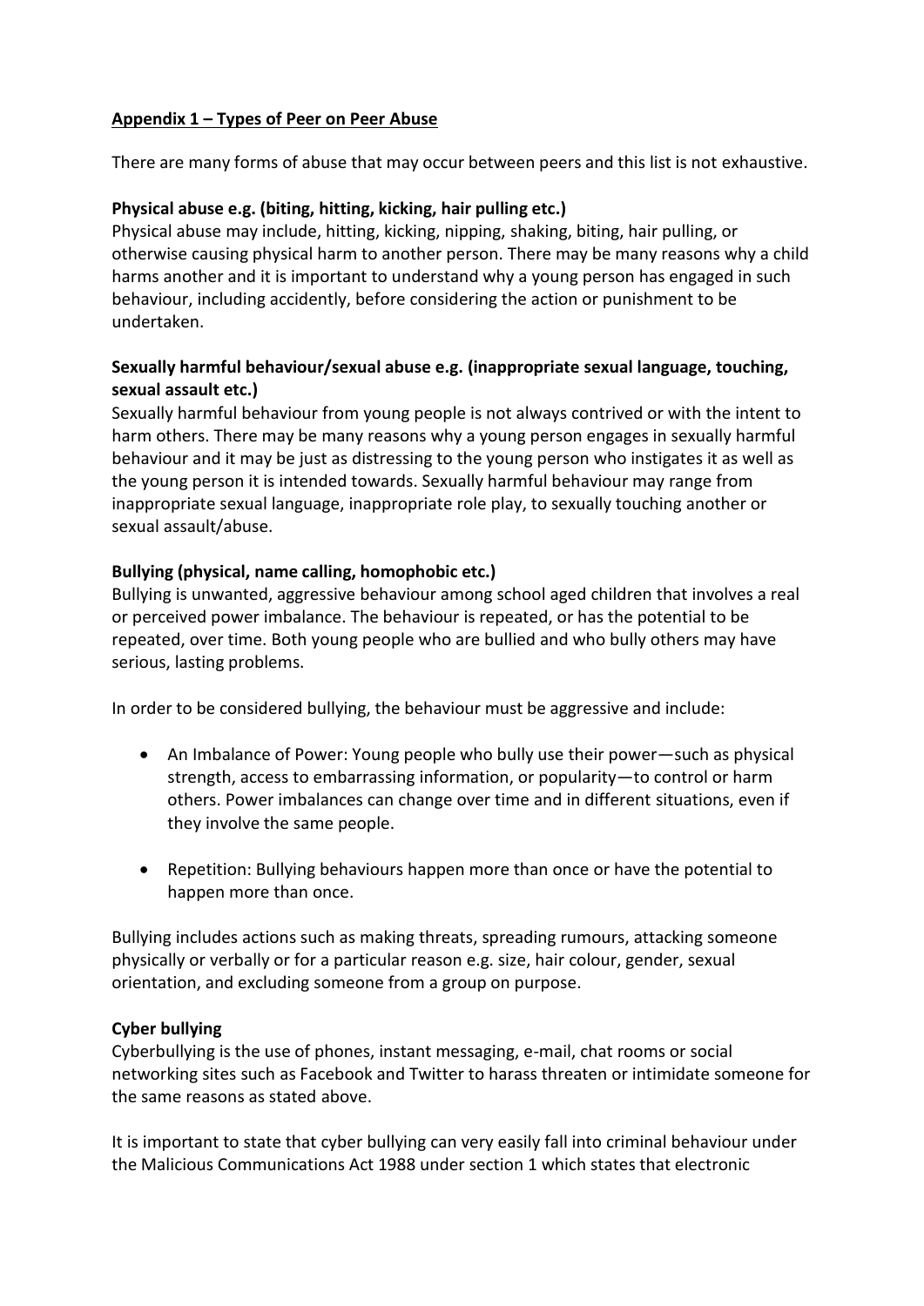## Appendix 1 – Types of Peer on Peer Abuse

There are many forms of abuse that may occur between peers and this list is not exhaustive.

**Physical abuse e.g. (biting, hitting, kicking, hair pulling etc.)**

Physical abuse may include, hitting, kicking, nipping, shaking, biting, hair pulling, or otherwise causing physical harm to another person. There may be many reasons why a child harms another and it is important to understand why a young person has engaged in such behaviour, including accidently, before considering the action or punishment to be undertaken.

**Sexually harmful behaviour/sexual abuse e.g. (inappropriate sexual language, touching, sexual assault etc.)**

Sexually harmful behaviour from young people is not always contrived or with the intent to harm others. There may be many reasons why a young person engages in sexually harmful behaviour and it may be just as distressing to the young person who instigates it as well as the young person it is intended towards. Sexually harmful behaviour may range from inappropriate sexual language, inappropriate role play, to sexually touching another or sexual assault/abuse.

**Bullying (physical, name calling, homophobic etc.)**

Bullying is unwanted, aggressive behaviour among school aged children that involves a real or perceived power imbalance. The behaviour is repeated, or has the potential to be repeated, over time. Both young people who are bullied and who bully others may have serious, lasting problems.

In order to be considered bullying, the behaviour must be aggressive and include:

- An Imbalance of Power: Young people who bully use their power—such as physical strength, access to embarrassing information, or popularity—to control or harm others. Power imbalances can change over time and in different situations, even if they involve the same people.

- Repetition: Bullying behaviours happen more than once or have the potential to happen more than once.

Bullying includes actions such as making threats, spreading rumours, attacking someone physically or verbally or for a particular reason e.g. size, hair colour, gender, sexual orientation, and excluding someone from a group on purpose.

**Cyber bullying**

Cyberbullying is the use of phones, instant messaging, e-mail, chat rooms or social networking sites such as Facebook and Twitter to harass threaten or intimidate someone for the same reasons as stated above.

It is important to state that cyber bullying can very easily fall into criminal behaviour under the Malicious Communications Act 1988 under section 1 which states that electronic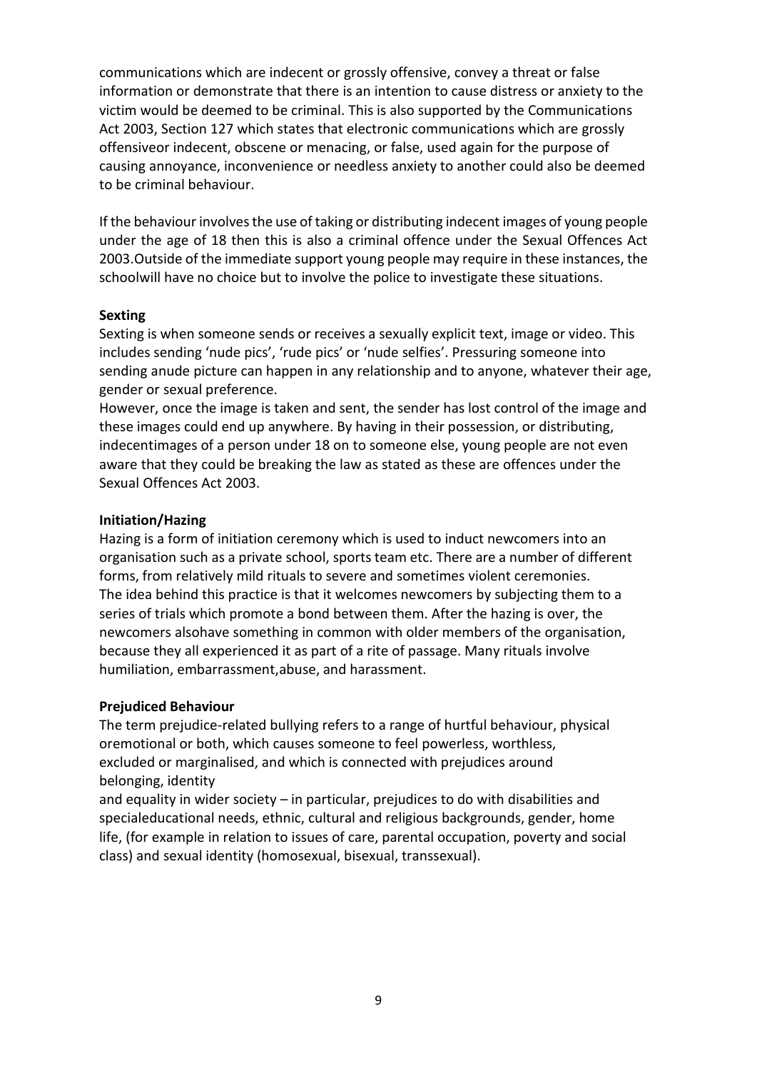communications which are indecent or grossly offensive, convey a threat or false information or demonstrate that there is an intention to cause distress or anxiety to the victim would be deemed to be criminal. This is also supported by the Communications Act 2003, Section 127 which states that electronic communications which are grossly offensiveor indecent, obscene or menacing, or false, used again for the purpose of causing annoyance, inconvenience or needless anxiety to another could also be deemed to be criminal behaviour.

If the behaviour involves the use of taking or distributing indecent images of young people under the age of 18 then this is also a criminal offence under the Sexual Offences Act 2003.Outside of the immediate support young people may require in these instances, the schoolwill have no choice but to involve the police to investigate these situations.

**Sexting**

Sexting is when someone sends or receives a sexually explicit text, image or video. This includes sending 'nude pics', 'rude pics' or 'nude selfies'. Pressuring someone into sending anude picture can happen in any relationship and to anyone, whatever their age, gender or sexual preference.

However, once the image is taken and sent, the sender has lost control of the image and these images could end up anywhere. By having in their possession, or distributing, indecentimages of a person under 18 on to someone else, young people are not even aware that they could be breaking the law as stated as these are offences under the Sexual Offences Act 2003.

**Initiation/Hazing**

Hazing is a form of initiation ceremony which is used to induct newcomers into an organisation such as a private school, sports team etc. There are a number of different forms, from relatively mild rituals to severe and sometimes violent ceremonies.
The idea behind this practice is that it welcomes newcomers by subjecting them to a series of trials which promote a bond between them. After the hazing is over, the newcomers alsohave something in common with older members of the organisation, because they all experienced it as part of a rite of passage. Many rituals involve humiliation, embarrassment,abuse, and harassment.

**Prejudiced Behaviour**

The term prejudice-related bullying refers to a range of hurtful behaviour, physical oremotional or both, which causes someone to feel powerless, worthless, excluded or marginalised, and which is connected with prejudices around belonging, identity
and equality in wider society – in particular, prejudices to do with disabilities and specialeducational needs, ethnic, cultural and religious backgrounds, gender, home life, (for example in relation to issues of care, parental occupation, poverty and social class) and sexual identity (homosexual, bisexual, transsexual).